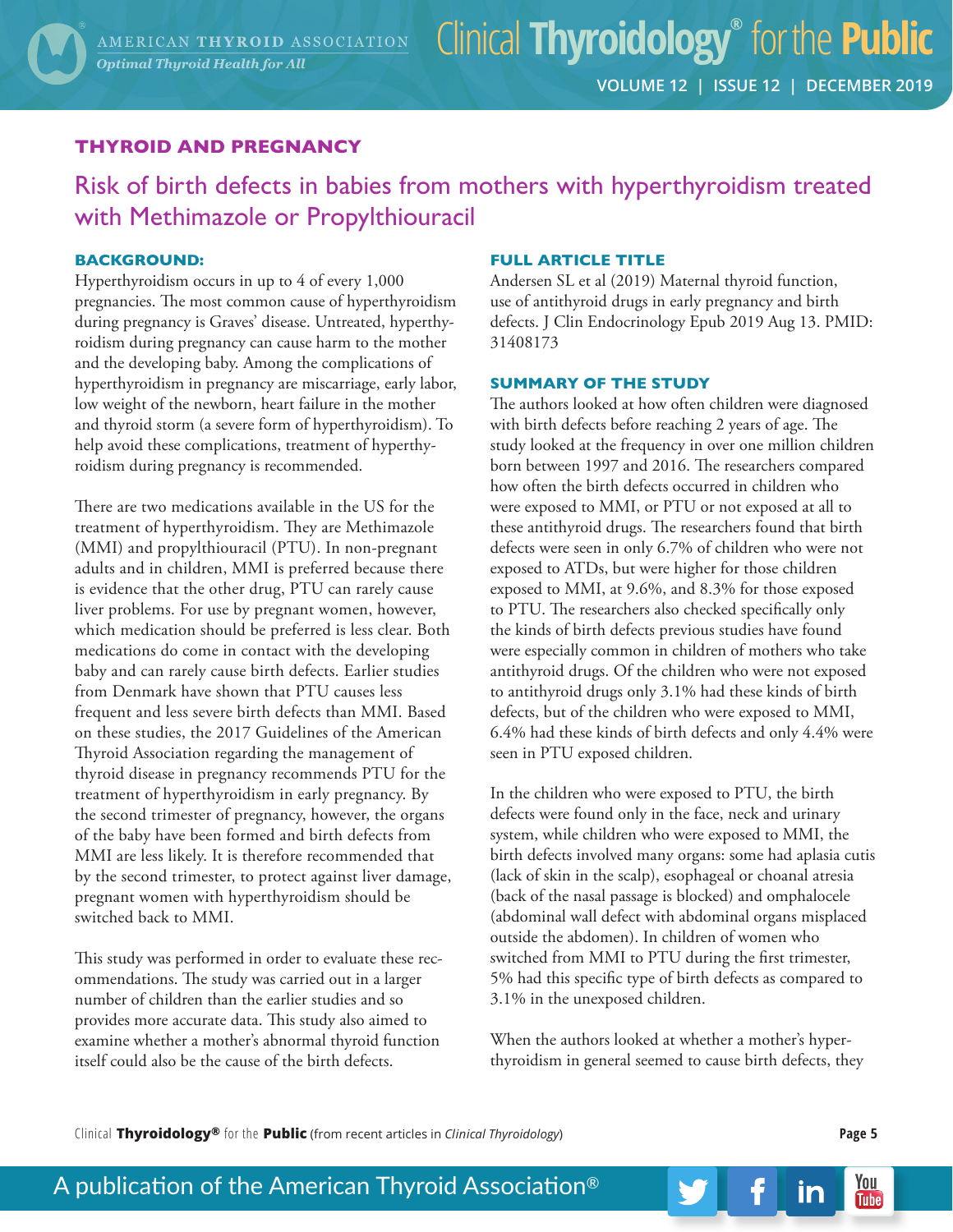## THYROID AND PREGNANCY

# Risk of birth defects in babies from mothers with hyperthyroidism treated with Methimazole or Propylthiouracil

### BACKGROUND:

Hyperthyroidism occurs in up to 4 of every 1,000 pregnancies. The most common cause of hyperthyroidism during pregnancy is Graves' disease. Untreated, hyperthyroidism during pregnancy can cause harm to the mother and the developing baby. Among the complications of hyperthyroidism in pregnancy are miscarriage, early labor, low weight of the newborn, heart failure in the mother and thyroid storm (a severe form of hyperthyroidism). To help avoid these complications, treatment of hyperthyroidism during pregnancy is recommended.

There are two medications available in the US for the treatment of hyperthyroidism. They are Methimazole (MMI) and propylthiouracil (PTU). In non-pregnant adults and in children, MMI is preferred because there is evidence that the other drug, PTU can rarely cause liver problems. For use by pregnant women, however, which medication should be preferred is less clear. Both medications do come in contact with the developing baby and can rarely cause birth defects. Earlier studies from Denmark have shown that PTU causes less frequent and less severe birth defects than MMI. Based on these studies, the 2017 Guidelines of the American Thyroid Association regarding the management of thyroid disease in pregnancy recommends PTU for the treatment of hyperthyroidism in early pregnancy. By the second trimester of pregnancy, however, the organs of the baby have been formed and birth defects from MMI are less likely. It is therefore recommended that by the second trimester, to protect against liver damage, pregnant women with hyperthyroidism should be switched back to MMI.

This study was performed in order to evaluate these recommendations. The study was carried out in a larger number of children than the earlier studies and so provides more accurate data. This study also aimed to examine whether a mother's abnormal thyroid function itself could also be the cause of the birth defects.

### FULL ARTICLE TITLE

Andersen SL et al (2019) Maternal thyroid function, use of antithyroid drugs in early pregnancy and birth defects. J Clin Endocrinology Epub 2019 Aug 13. PMID: 31408173

### SUMMARY OF THE STUDY

The authors looked at how often children were diagnosed with birth defects before reaching 2 years of age. The study looked at the frequency in over one million children born between 1997 and 2016. The researchers compared how often the birth defects occurred in children who were exposed to MMI, or PTU or not exposed at all to these antithyroid drugs. The researchers found that birth defects were seen in only 6.7% of children who were not exposed to ATDs, but were higher for those children exposed to MMI, at 9.6%, and 8.3% for those exposed to PTU. The researchers also checked specifically only the kinds of birth defects previous studies have found were especially common in children of mothers who take antithyroid drugs. Of the children who were not exposed to antithyroid drugs only 3.1% had these kinds of birth defects, but of the children who were exposed to MMI, 6.4% had these kinds of birth defects and only 4.4% were seen in PTU exposed children.

In the children who were exposed to PTU, the birth defects were found only in the face, neck and urinary system, while children who were exposed to MMI, the birth defects involved many organs: some had aplasia cutis (lack of skin in the scalp), esophageal or choanal atresia (back of the nasal passage is blocked) and omphalocele (abdominal wall defect with abdominal organs misplaced outside the abdomen). In children of women who switched from MMI to PTU during the first trimester, 5% had this specific type of birth defects as compared to 3.1% in the unexposed children.

When the authors looked at whether a mother's hyperthyroidism in general seemed to cause birth defects, they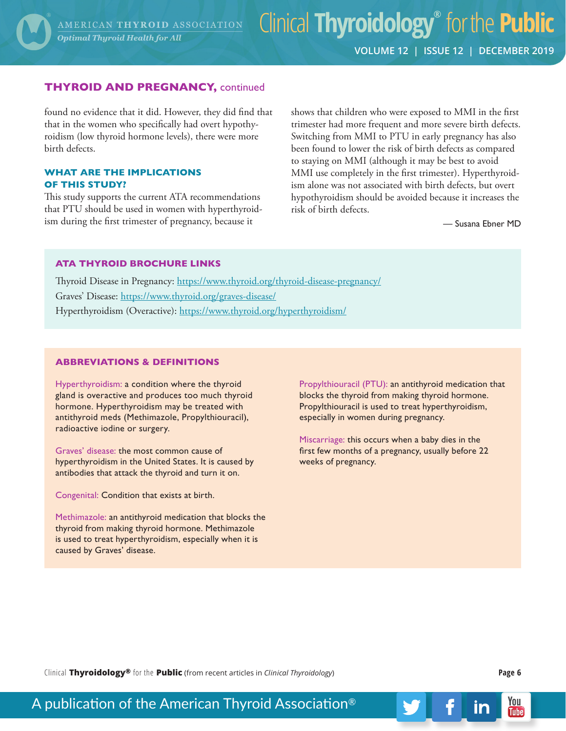## THYROID AND PREGNANCY, continued

found no evidence that it did. However, they did find that that in the women who specifically had overt hypothyroidism (low thyroid hormone levels), there were more birth defects.

### WHAT ARE THE IMPLICATIONS OF THIS STUDY?

This study supports the current ATA recommendations that PTU should be used in women with hyperthyroidism during the first trimester of pregnancy, because it shows that children who were exposed to MMI in the first trimester had more frequent and more severe birth defects. Switching from MMI to PTU in early pregnancy has also been found to lower the risk of birth defects as compared to staying on MMI (although it may be best to avoid MMI use completely in the first trimester). Hyperthyroidism alone was not associated with birth defects, but overt hypothyroidism should be avoided because it increases the risk of birth defects.

— Susana Ebner MD

### ATA THYROID BROCHURE LINKS

Thyroid Disease in Pregnancy: https://www.thyroid.org/thyroid-disease-pregnancy/
Graves' Disease: https://www.thyroid.org/graves-disease/
Hyperthyroidism (Overactive): https://www.thyroid.org/hyperthyroidism/

### ABBREVIATIONS & DEFINITIONS

Hyperthyroidism: a condition where the thyroid gland is overactive and produces too much thyroid hormone. Hyperthyroidism may be treated with antithyroid meds (Methimazole, Propylthiouracil), radioactive iodine or surgery.

Graves' disease: the most common cause of hyperthyroidism in the United States. It is caused by antibodies that attack the thyroid and turn it on.

Congenital: Condition that exists at birth.

Methimazole: an antithyroid medication that blocks the thyroid from making thyroid hormone. Methimazole is used to treat hyperthyroidism, especially when it is caused by Graves' disease.

Propylthiouracil (PTU): an antithyroid medication that blocks the thyroid from making thyroid hormone. Propylthiouracil is used to treat hyperthyroidism, especially in women during pregnancy.

Miscarriage: this occurs when a baby dies in the first few months of a pregnancy, usually before 22 weeks of pregnancy.